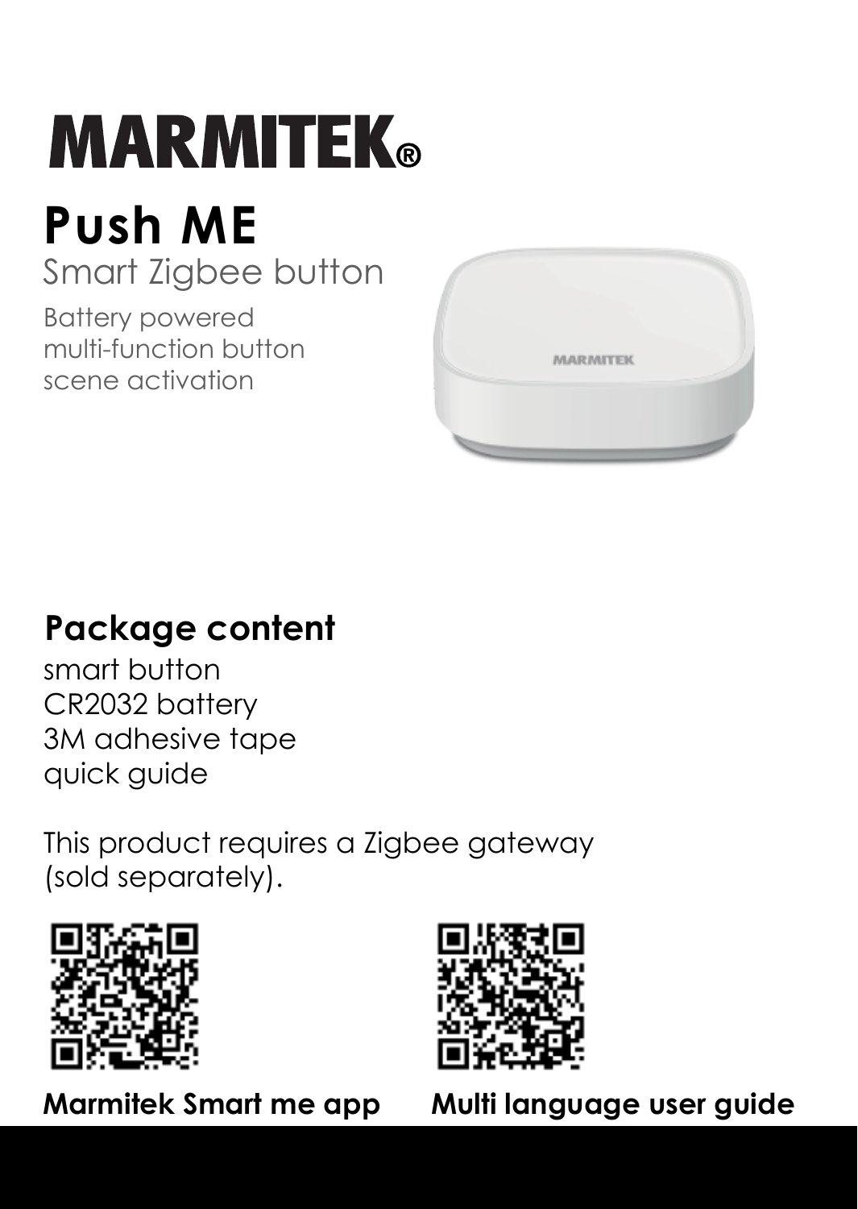# MARMITEK®

## Push ME

Smart Zigbee button

Battery powered
multi-function button
scene activation

## Package content

smart button
CR2032 battery
3M adhesive tape
quick guide

This product requires a Zigbee gateway (sold separately).

**Marmitek Smart me app**

**Multi language user guide**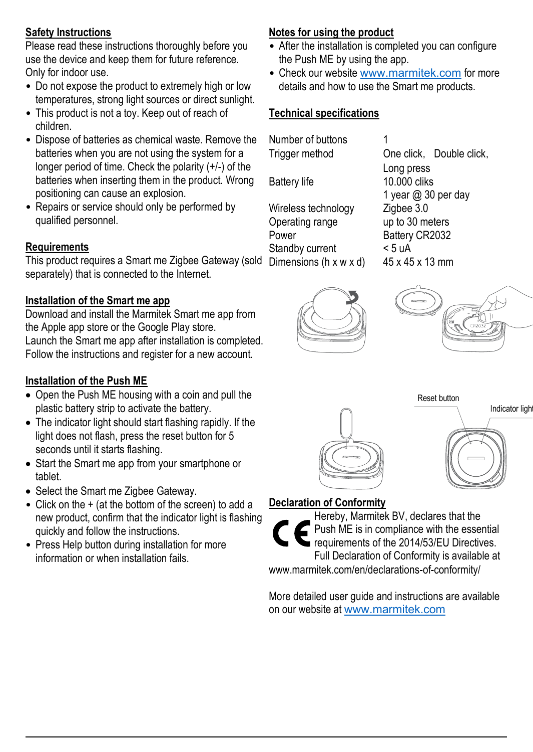## Safety Instructions

Please read these instructions thoroughly before you use the device and keep them for future reference.
Only for indoor use.

- Do not expose the product to extremely high or low temperatures, strong light sources or direct sunlight.
- This product is not a toy. Keep out of reach of children.
- Dispose of batteries as chemical waste. Remove the batteries when you are not using the system for a longer period of time. Check the polarity (+/-) of the batteries when inserting them in the product. Wrong positioning can cause an explosion.
- Repairs or service should only be performed by qualified personnel.

## Requirements

This product requires a Smart me Zigbee Gateway (sold separately) that is connected to the Internet.

## Installation of the Smart me app

Download and install the Marmitek Smart me app from the Apple app store or the Google Play store.
Launch the Smart me app after installation is completed.
Follow the instructions and register for a new account.

## Installation of the Push ME

- Open the Push ME housing with a coin and pull the plastic battery strip to activate the battery.
- The indicator light should start flashing rapidly. If the light does not flash, press the reset button for 5 seconds until it starts flashing.
- Start the Smart me app from your smartphone or tablet.
- Select the Smart me Zigbee Gateway.
- Click on the + (at the bottom of the screen) to add a new product, confirm that the indicator light is flashing quickly and follow the instructions.
- Press Help button during installation for more information or when installation fails.

## Notes for using the product

- After the installation is completed you can configure the Push ME by using the app.
- Check our website www.marmitek.com for more details and how to use the Smart me products.

## Technical specifications

| | |
|---|---|
| Number of buttons | 1 |
| Trigger method | One click, Double click, Long press |
| Battery life | 10.000 cliks<br>1 year @ 30 per day |
| Wireless technology | Zigbee 3.0 |
| Operating range | up to 30 meters |
| Power | Battery CR2032 |
| Standby current | < 5 uA |
| Dimensions (h x w x d) | 45 x 45 x 13 mm |

Reset button

Indicator light

## Declaration of Conformity

Hereby, Marmitek BV, declares that the Push ME is in compliance with the essential requirements of the 2014/53/EU Directives.
Full Declaration of Conformity is available at www.marmitek.com/en/declarations-of-conformity/

More detailed user guide and instructions are available on our website at www.marmitek.com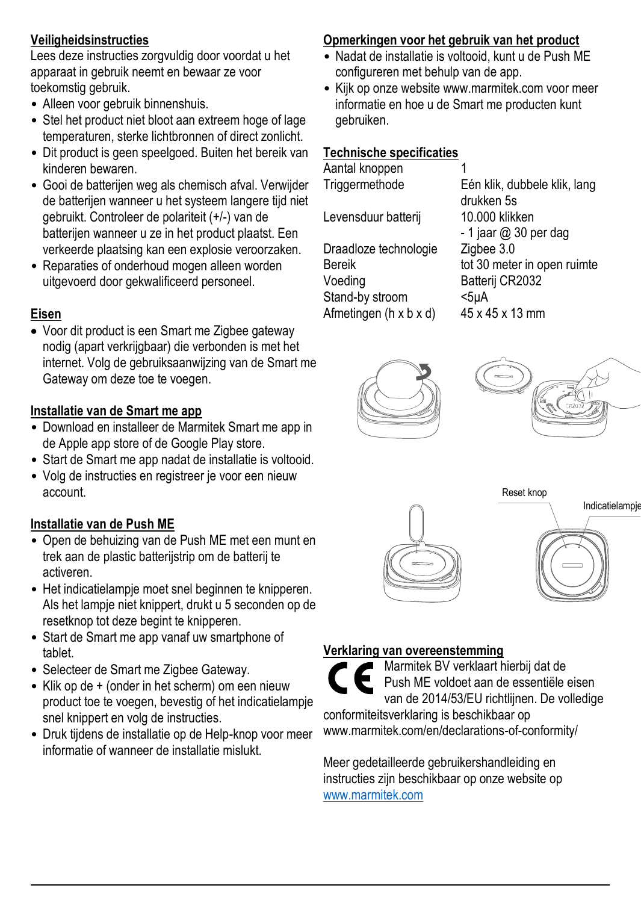## Veiligheidsinstructies

Lees deze instructies zorgvuldig door voordat u het apparaat in gebruik neemt en bewaar ze voor toekomstig gebruik.

- Alleen voor gebruik binnenshuis.
- Stel het product niet bloot aan extreem hoge of lage temperaturen, sterke lichtbronnen of direct zonlicht.
- Dit product is geen speelgoed. Buiten het bereik van kinderen bewaren.
- Gooi de batterijen weg als chemisch afval. Verwijder de batterijen wanneer u het systeem langere tijd niet gebruikt. Controleer de polariteit (+/-) van de batterijen wanneer u ze in het product plaatst. Een verkeerde plaatsing kan een explosie veroorzaken.
- Reparaties of onderhoud mogen alleen worden uitgevoerd door gekwalificeerd personeel.

## Eisen

- Voor dit product is een Smart me Zigbee gateway nodig (apart verkrijgbaar) die verbonden is met het internet. Volg de gebruiksaanwijzing van de Smart me Gateway om deze toe te voegen.

## Installatie van de Smart me app

- Download en installeer de Marmitek Smart me app in de Apple app store of de Google Play store.
- Start de Smart me app nadat de installatie is voltooid.
- Volg de instructies en registreer je voor een nieuw account.

## Installatie van de Push ME

- Open de behuizing van de Push ME met een munt en trek aan de plastic batterijstrip om de batterij te activeren.
- Het indicatielampje moet snel beginnen te knipperen. Als het lampje niet knippert, drukt u 5 seconden op de resetknop tot deze begint te knipperen.
- Start de Smart me app vanaf uw smartphone of tablet.
- Selecteer de Smart me Zigbee Gateway.
- Klik op de + (onder in het scherm) om een nieuw product toe te voegen, bevestig of het indicatielampje snel knippert en volg de instructies.
- Druk tijdens de installatie op de Help-knop voor meer informatie of wanneer de installatie mislukt.

## Opmerkingen voor het gebruik van het product

- Nadat de installatie is voltooid, kunt u de Push ME configureren met behulp van de app.
- Kijk op onze website www.marmitek.com voor meer informatie en hoe u de Smart me producten kunt gebruiken.

## Technische specificaties

| | |
|---|---|
| Aantal knoppen | 1 |
| Triggermethode | Eén klik, dubbele klik, lang drukken 5s |
| Levensduur batterij | 10.000 klikken<br>- 1 jaar @ 30 per dag |
| Draadloze technologie | Zigbee 3.0 |
| Bereik | tot 30 meter in open ruimte |
| Voeding | Batterij CR2032 |
| Stand-by stroom | <5μA |
| Afmetingen (h x b x d) | 45 x 45 x 13 mm |

Reset knop

Indicatielampje

## Verklaring van overeenstemming

Marmitek BV verklaart hierbij dat de Push ME voldoet aan de essentiële eisen van de 2014/53/EU richtlijnen. De volledige conformiteitsverklaring is beschikbaar op www.marmitek.com/en/declarations-of-conformity/

Meer gedetailleerde gebruikershandleiding en instructies zijn beschikbaar op onze website op www.marmitek.com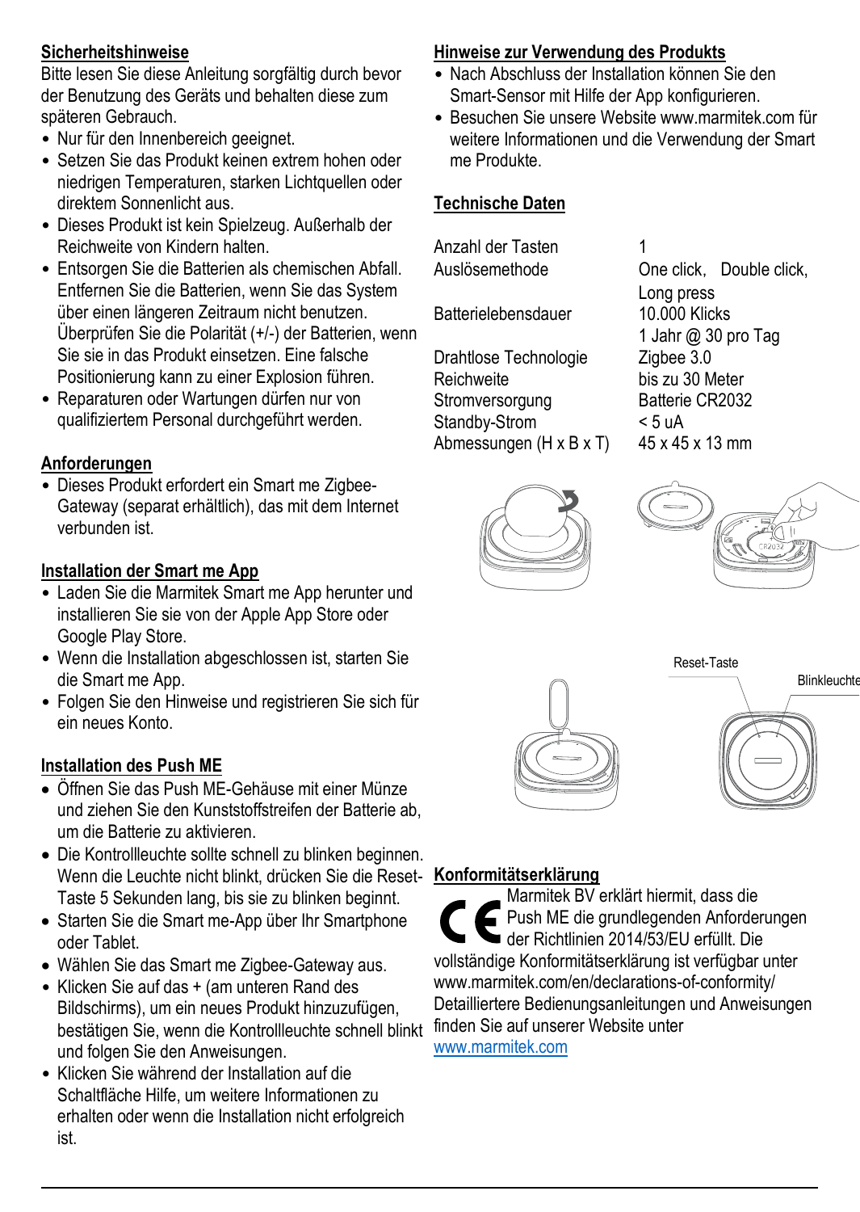## Sicherheitshinweise

Bitte lesen Sie diese Anleitung sorgfältig durch bevor der Benutzung des Geräts und behalten diese zum späteren Gebrauch.

- Nur für den Innenbereich geeignet.
- Setzen Sie das Produkt keinen extrem hohen oder niedrigen Temperaturen, starken Lichtquellen oder direktem Sonnenlicht aus.
- Dieses Produkt ist kein Spielzeug. Außerhalb der Reichweite von Kindern halten.
- Entsorgen Sie die Batterien als chemischen Abfall. Entfernen Sie die Batterien, wenn Sie das System über einen längeren Zeitraum nicht benutzen. Überprüfen Sie die Polarität (+/-) der Batterien, wenn Sie sie in das Produkt einsetzen. Eine falsche Positionierung kann zu einer Explosion führen.
- Reparaturen oder Wartungen dürfen nur von qualifiziertem Personal durchgeführt werden.

## Anforderungen

- Dieses Produkt erfordert ein Smart me Zigbee-Gateway (separat erhältlich), das mit dem Internet verbunden ist.

## Installation der Smart me App

- Laden Sie die Marmitek Smart me App herunter und installieren Sie sie von der Apple App Store oder Google Play Store.
- Wenn die Installation abgeschlossen ist, starten Sie die Smart me App.
- Folgen Sie den Hinweise und registrieren Sie sich für ein neues Konto.

## Installation des Push ME

- Öffnen Sie das Push ME-Gehäuse mit einer Münze und ziehen Sie den Kunststoffstreifen der Batterie ab, um die Batterie zu aktivieren.
- Die Kontrollleuchte sollte schnell zu blinken beginnen. Wenn die Leuchte nicht blinkt, drücken Sie die Reset-Taste 5 Sekunden lang, bis sie zu blinken beginnt.
- Starten Sie die Smart me-App über Ihr Smartphone oder Tablet.
- Wählen Sie das Smart me Zigbee-Gateway aus.
- Klicken Sie auf das + (am unteren Rand des Bildschirms), um ein neues Produkt hinzuzufügen, bestätigen Sie, wenn die Kontrollleuchte schnell blinkt und folgen Sie den Anweisungen.
- Klicken Sie während der Installation auf die Schaltfläche Hilfe, um weitere Informationen zu erhalten oder wenn die Installation nicht erfolgreich ist.

## Hinweise zur Verwendung des Produkts

- Nach Abschluss der Installation können Sie den Smart-Sensor mit Hilfe der App konfigurieren.
- Besuchen Sie unsere Website www.marmitek.com für weitere Informationen und die Verwendung der Smart me Produkte.

## Technische Daten

| | |
|---|---|
| Anzahl der Tasten | 1 |
| Auslösemethode | One click, Double click, Long press |
| Batterielebensdauer | 10.000 Klicks<br>1 Jahr @ 30 pro Tag |
| Drahtlose Technologie | Zigbee 3.0 |
| Reichweite | bis zu 30 Meter |
| Stromversorgung | Batterie CR2032 |
| Standby-Strom | < 5 uA |
| Abmessungen (H x B x T) | 45 x 45 x 13 mm |

CR2032

Reset-Taste

Blinkleuchte

## Konformitätserklärung

Marmitek BV erklärt hiermit, dass die Push ME die grundlegenden Anforderungen der Richtlinien 2014/53/EU erfüllt. Die vollständige Konformitätserklärung ist verfügbar unter www.marmitek.com/en/declarations-of-conformity/ Detailliertere Bedienungsanleitungen und Anweisungen finden Sie auf unserer Website unter www.marmitek.com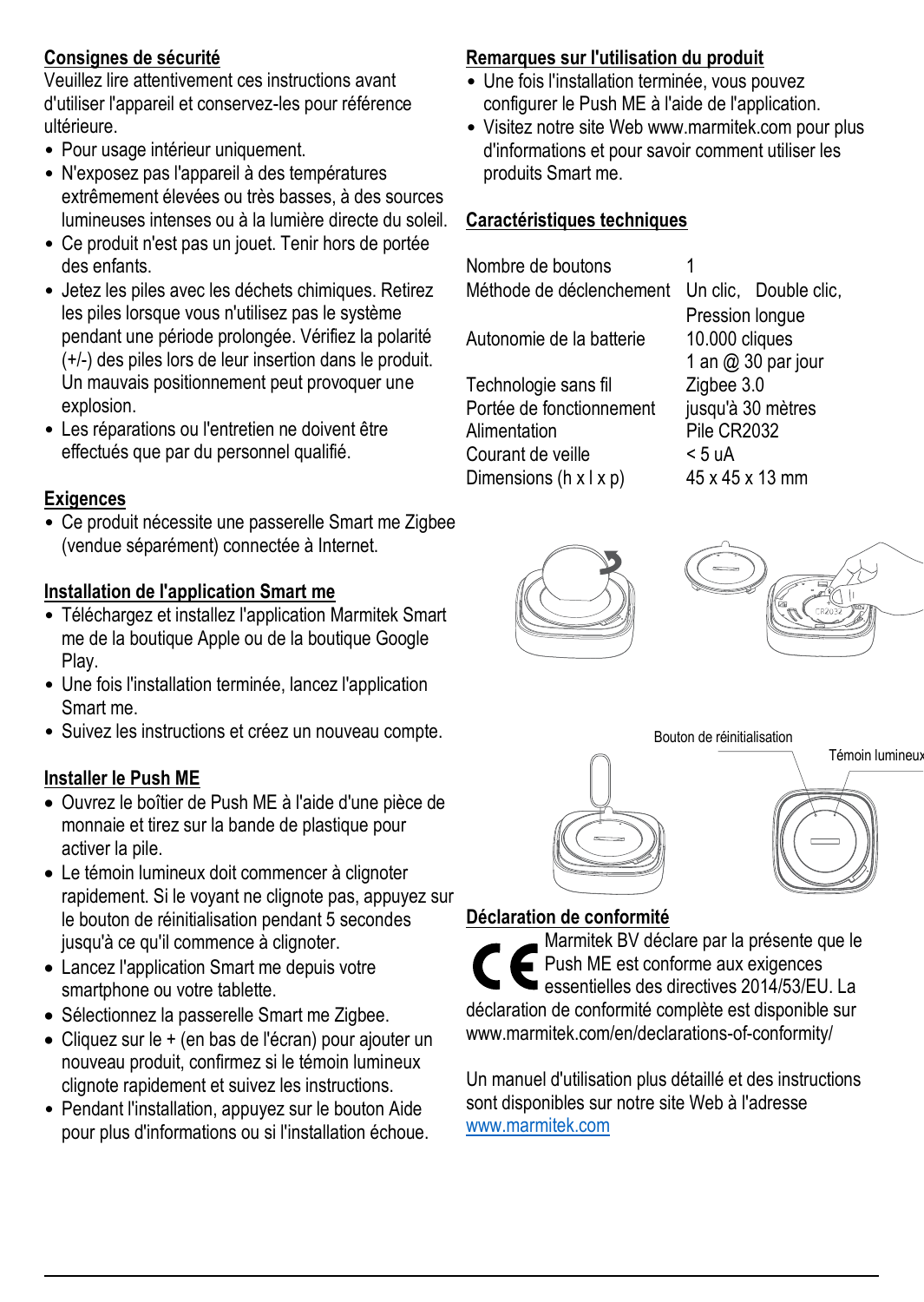## Consignes de sécurité

Veuillez lire attentivement ces instructions avant d'utiliser l'appareil et conservez-les pour référence ultérieure.

- Pour usage intérieur uniquement.
- N'exposez pas l'appareil à des températures extrêmement élevées ou très basses, à des sources lumineuses intenses ou à la lumière directe du soleil.
- Ce produit n'est pas un jouet. Tenir hors de portée des enfants.
- Jetez les piles avec les déchets chimiques. Retirez les piles lorsque vous n'utilisez pas le système pendant une période prolongée. Vérifiez la polarité (+/-) des piles lors de leur insertion dans le produit. Un mauvais positionnement peut provoquer une explosion.
- Les réparations ou l'entretien ne doivent être effectués que par du personnel qualifié.

## Exigences

- Ce produit nécessite une passerelle Smart me Zigbee (vendue séparément) connectée à Internet.

## Installation de l'application Smart me

- Téléchargez et installez l'application Marmitek Smart me de la boutique Apple ou de la boutique Google Play.
- Une fois l'installation terminée, lancez l'application Smart me.
- Suivez les instructions et créez un nouveau compte.

## Installer le Push ME

- Ouvrez le boîtier de Push ME à l'aide d'une pièce de monnaie et tirez sur la bande de plastique pour activer la pile.
- Le témoin lumineux doit commencer à clignoter rapidement. Si le voyant ne clignote pas, appuyez sur le bouton de réinitialisation pendant 5 secondes jusqu'à ce qu'il commence à clignoter.
- Lancez l'application Smart me depuis votre smartphone ou votre tablette.
- Sélectionnez la passerelle Smart me Zigbee.
- Cliquez sur le + (en bas de l'écran) pour ajouter un nouveau produit, confirmez si le témoin lumineux clignote rapidement et suivez les instructions.
- Pendant l'installation, appuyez sur le bouton Aide pour plus d'informations ou si l'installation échoue.

## Remarques sur l'utilisation du produit

- Une fois l'installation terminée, vous pouvez configurer le Push ME à l'aide de l'application.
- Visitez notre site Web www.marmitek.com pour plus d'informations et pour savoir comment utiliser les produits Smart me.

## Caractéristiques techniques

| | |
|---|---|
| Nombre de boutons | 1 |
| Méthode de déclenchement | Un clic, Double clic, Pression longue |
| Autonomie de la batterie | 10.000 cliques<br>1 an @ 30 par jour |
| Technologie sans fil | Zigbee 3.0 |
| Portée de fonctionnement | jusqu'à 30 mètres |
| Alimentation | Pile CR2032 |
| Courant de veille | < 5 uA |
| Dimensions (h x l x p) | 45 x 45 x 13 mm |

Bouton de réinitialisation

Témoin lumineux

## Déclaration de conformité

Marmitek BV déclare par la présente que le Push ME est conforme aux exigences essentielles des directives 2014/53/EU. La déclaration de conformité complète est disponible sur www.marmitek.com/en/declarations-of-conformity/

Un manuel d'utilisation plus détaillé et des instructions sont disponibles sur notre site Web à l'adresse www.marmitek.com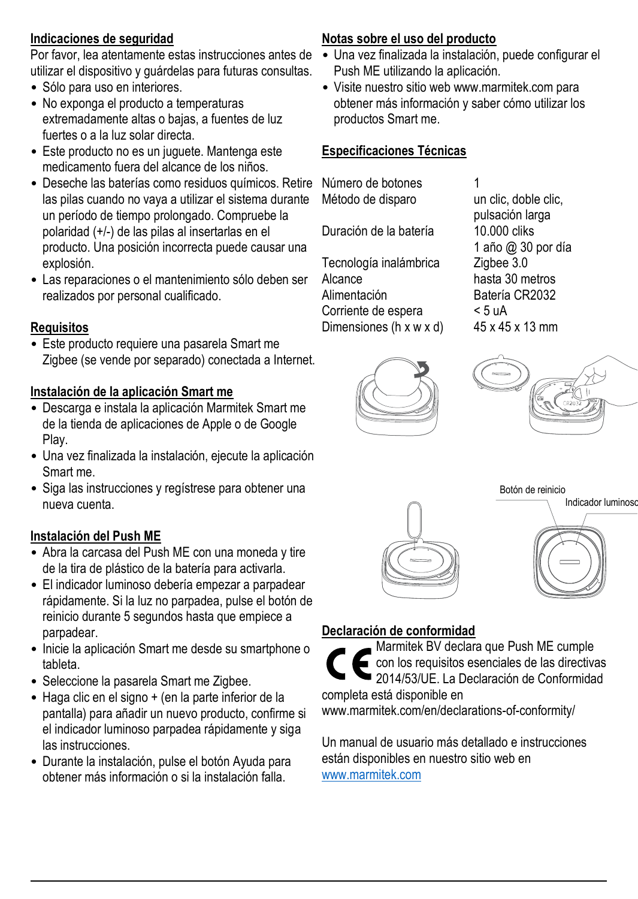## Indicaciones de seguridad

Por favor, lea atentamente estas instrucciones antes de utilizar el dispositivo y guárdelas para futuras consultas.

- Sólo para uso en interiores.
- No exponga el producto a temperaturas extremadamente altas o bajas, a fuentes de luz fuertes o a la luz solar directa.
- Este producto no es un juguete. Mantenga este medicamento fuera del alcance de los niños.
- Deseche las baterías como residuos químicos. Retire las pilas cuando no vaya a utilizar el sistema durante un período de tiempo prolongado. Compruebe la polaridad (+/-) de las pilas al insertarlas en el producto. Una posición incorrecta puede causar una explosión.
- Las reparaciones o el mantenimiento sólo deben ser realizados por personal cualificado.

## Requisitos

- Este producto requiere una pasarela Smart me Zigbee (se vende por separado) conectada a Internet.

## Instalación de la aplicación Smart me

- Descarga e instala la aplicación Marmitek Smart me de la tienda de aplicaciones de Apple o de Google Play.
- Una vez finalizada la instalación, ejecute la aplicación Smart me.
- Siga las instrucciones y regístrese para obtener una nueva cuenta.

## Instalación del Push ME

- Abra la carcasa del Push ME con una moneda y tire de la tira de plástico de la batería para activarla.
- El indicador luminoso debería empezar a parpadear rápidamente. Si la luz no parpadea, pulse el botón de reinicio durante 5 segundos hasta que empiece a parpadear.
- Inicie la aplicación Smart me desde su smartphone o tableta.
- Seleccione la pasarela Smart me Zigbee.
- Haga clic en el signo + (en la parte inferior de la pantalla) para añadir un nuevo producto, confirme si el indicador luminoso parpadea rápidamente y siga las instrucciones.
- Durante la instalación, pulse el botón Ayuda para obtener más información o si la instalación falla.

## Notas sobre el uso del producto

- Una vez finalizada la instalación, puede configurar el Push ME utilizando la aplicación.
- Visite nuestro sitio web www.marmitek.com para obtener más información y saber cómo utilizar los productos Smart me.

## Especificaciones Técnicas

| | |
|---|---|
| Número de botones | 1 |
| Método de disparo | un clic, doble clic, pulsación larga |
| Duración de la batería | 10.000 cliks<br>1 año @ 30 por día |
| Tecnología inalámbrica | Zigbee 3.0 |
| Alcance | hasta 30 metros |
| Alimentación | Batería CR2032 |
| Corriente de espera | < 5 uA |
| Dimensiones (h x w x d) | 45 x 45 x 13 mm |

Botón de reinicio

Indicador luminoso

## Declaración de conformidad

Marmitek BV declara que Push ME cumple con los requisitos esenciales de las directivas 2014/53/UE. La Declaración de Conformidad completa está disponible en www.marmitek.com/en/declarations-of-conformity/

Un manual de usuario más detallado e instrucciones están disponibles en nuestro sitio web en www.marmitek.com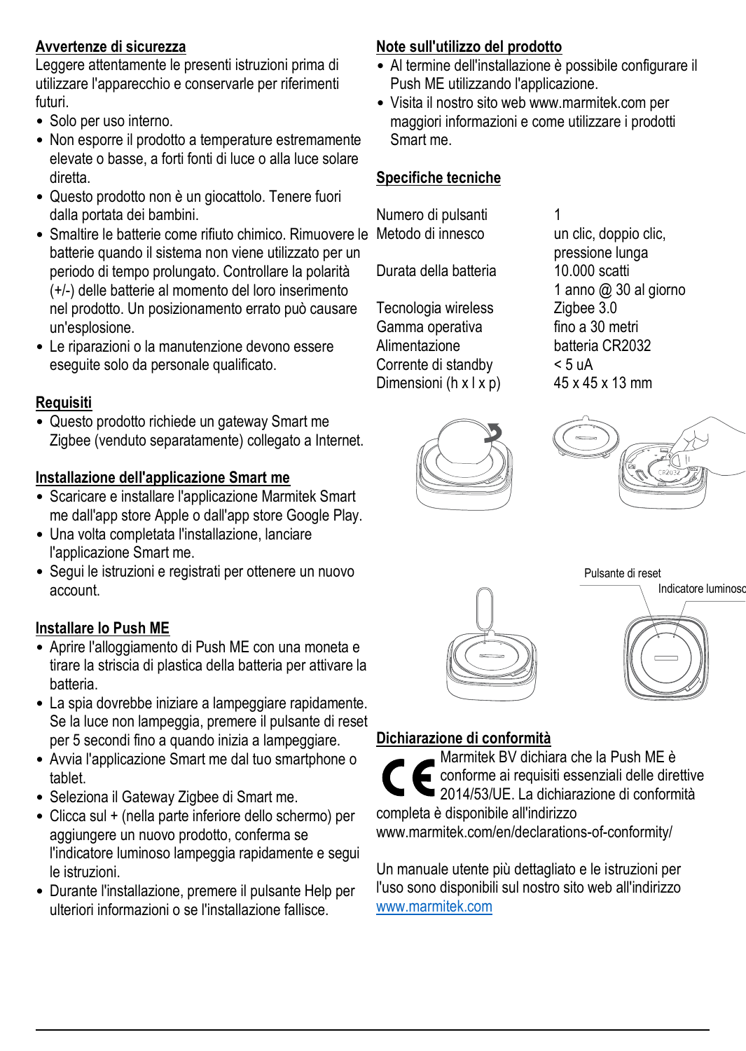## Avvertenze di sicurezza

Leggere attentamente le presenti istruzioni prima di utilizzare l'apparecchio e conservarle per riferimenti futuri.

- Solo per uso interno.
- Non esporre il prodotto a temperature estremamente elevate o basse, a forti fonti di luce o alla luce solare diretta.
- Questo prodotto non è un giocattolo. Tenere fuori dalla portata dei bambini.
- Smaltire le batterie come rifiuto chimico. Rimuovere le batterie quando il sistema non viene utilizzato per un periodo di tempo prolungato. Controllare la polarità (+/-) delle batterie al momento del loro inserimento nel prodotto. Un posizionamento errato può causare un'esplosione.
- Le riparazioni o la manutenzione devono essere eseguite solo da personale qualificato.

## Requisiti

- Questo prodotto richiede un gateway Smart me Zigbee (venduto separatamente) collegato a Internet.

## Installazione dell'applicazione Smart me

- Scaricare e installare l'applicazione Marmitek Smart me dall'app store Apple o dall'app store Google Play.
- Una volta completata l'installazione, lanciare l'applicazione Smart me.
- Segui le istruzioni e registrati per ottenere un nuovo account.

## Installare lo Push ME

- Aprire l'alloggiamento di Push ME con una moneta e tirare la striscia di plastica della batteria per attivare la batteria.
- La spia dovrebbe iniziare a lampeggiare rapidamente. Se la luce non lampeggia, premere il pulsante di reset per 5 secondi fino a quando inizia a lampeggiare.
- Avvia l'applicazione Smart me dal tuo smartphone o tablet.
- Seleziona il Gateway Zigbee di Smart me.
- Clicca sul + (nella parte inferiore dello schermo) per aggiungere un nuovo prodotto, conferma se l'indicatore luminoso lampeggia rapidamente e segui le istruzioni.
- Durante l'installazione, premere il pulsante Help per ulteriori informazioni o se l'installazione fallisce.

## Note sull'utilizzo del prodotto

- Al termine dell'installazione è possibile configurare il Push ME utilizzando l'applicazione.
- Visita il nostro sito web www.marmitek.com per maggiori informazioni e come utilizzare i prodotti Smart me.

## Specifiche tecniche

| | |
|---|---|
| Numero di pulsanti | 1 |
| Metodo di innesco | un clic, doppio clic, pressione lunga |
| Durata della batteria | 10.000 scatti<br>1 anno @ 30 al giorno |
| Tecnologia wireless | Zigbee 3.0 |
| Gamma operativa | fino a 30 metri |
| Alimentazione | batteria CR2032 |
| Corrente di standby | < 5 uA |
| Dimensioni (h x l x p) | 45 x 45 x 13 mm |

Pulsante di reset

Indicatore luminoso

## Dichiarazione di conformità

Marmitek BV dichiara che la Push ME è conforme ai requisiti essenziali delle direttive 2014/53/UE. La dichiarazione di conformità completa è disponibile all'indirizzo www.marmitek.com/en/declarations-of-conformity/

Un manuale utente più dettagliato e le istruzioni per l'uso sono disponibili sul nostro sito web all'indirizzo www.marmitek.com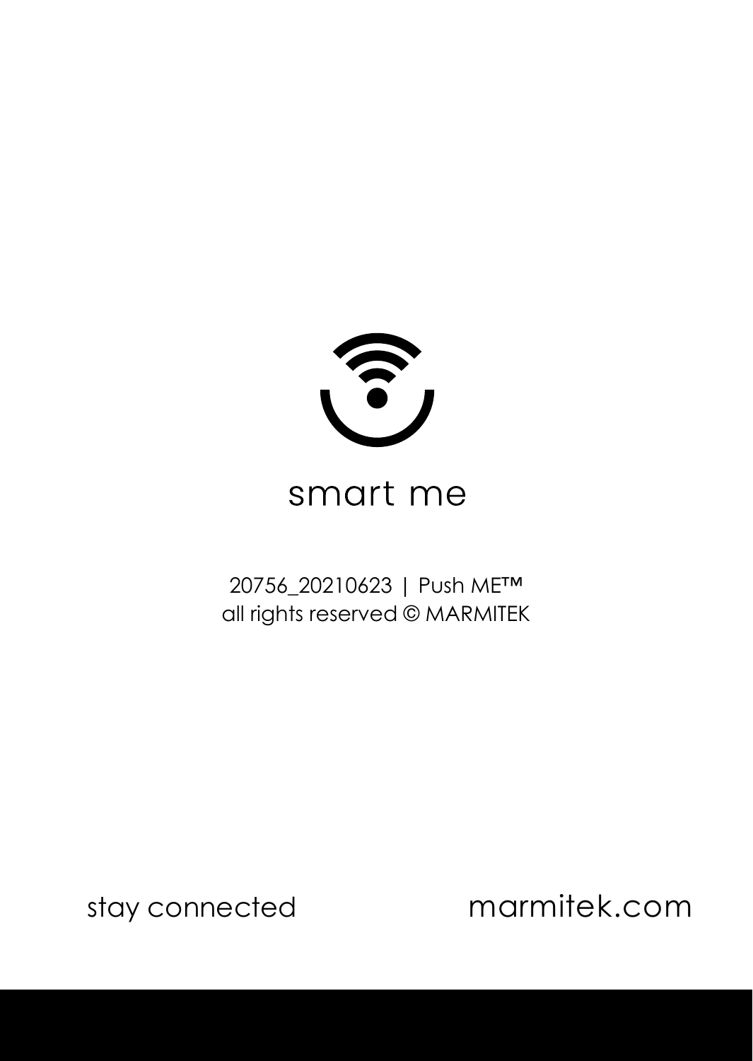smart me

20756_20210623 | Push ME™
all rights reserved © MARMITEK

stay connected

marmitek.com